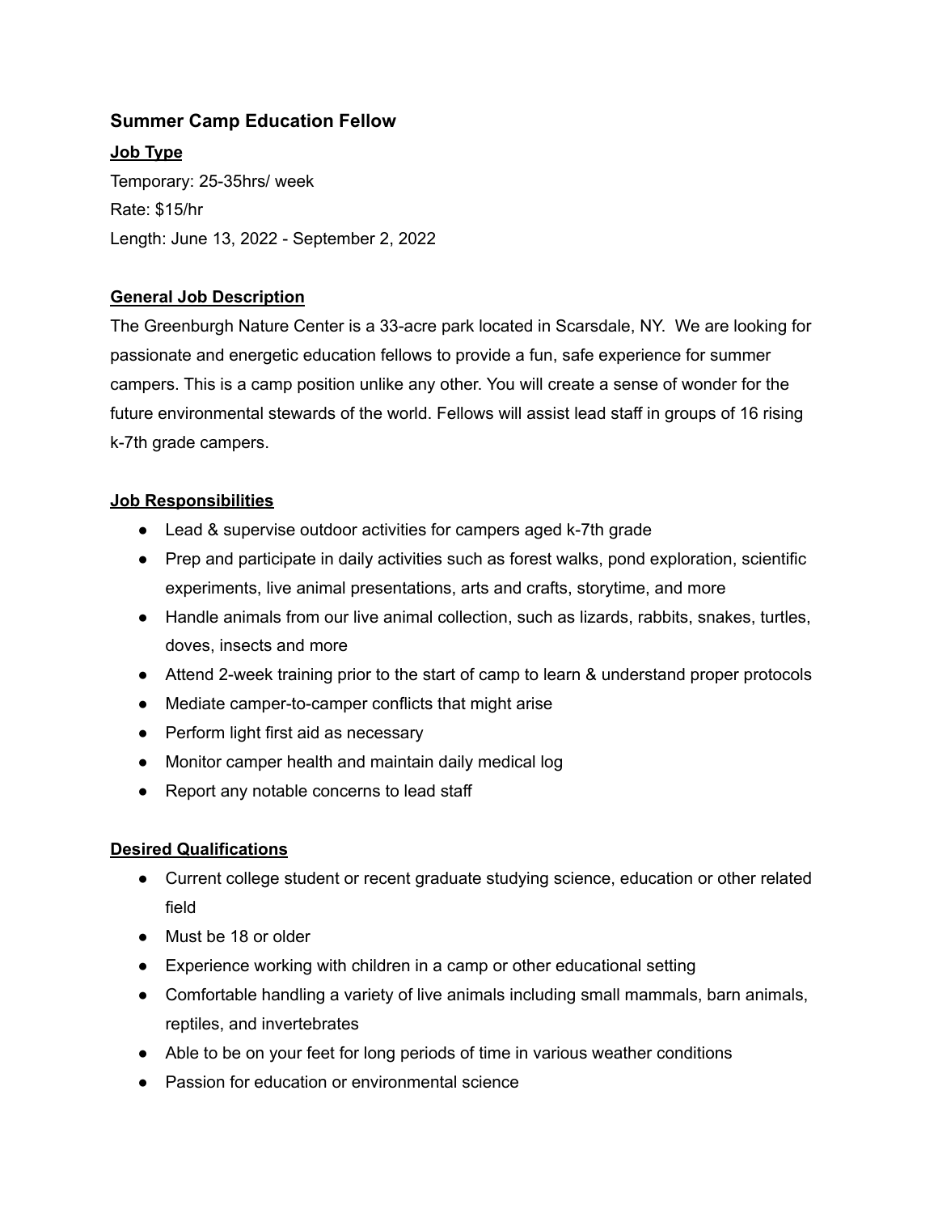### Summary Camp Education Fellow

**Job Type**

Temporary: 25-35hrs/ week

Rate: $15/hr

Length: June 13, 2022 - September 2, 2022

**General Job Description**

The Greenburgh Nature Center is a 33-acre park located in Scarsdale, NY. We are looking for passionate and energetic education fellows to provide a fun, safe experience for summer campers. This is a camp position unlike any other. You will create a sense of wonder for the future environmental stewards of the world. Fellows will assist lead staff in groups of 16 rising k-7th grade campers.

**Job Responsibilities**

- Lead & supervise outdoor activities for campers aged k-7th grade
- Prep and participate in daily activities such as forest walks, pond exploration, scientific experiments, live animal presentations, arts and crafts, storytime, and more
- Handle animals from our live animal collection, such as lizards, rabbits, snakes, turtles, doves, insects and more
- Attend 2-week training prior to the start of camp to learn & understand proper protocols
- Mediate camper-to-camper conflicts that might arise
- Perform light first aid as necessary
- Monitor camper health and maintain daily medical log
- Report any notable concerns to lead staff

**Desired Qualifications**

- Current college student or recent graduate studying science, education or other related field
- Must be 18 or older
- Experience working with children in a camp or other educational setting
- Comfortable handling a variety of live animals including small mammals, barn animals, reptiles, and invertebrates
- Able to be on your feet for long periods of time in various weather conditions
- Passion for education or environmental science

### Summer Camp Education Fellow

**Job Type**

Temporary: 25-35hrs/ week

Rate: $15/hr

Length: June 13, 2022 - September 2, 2022

**General Job Description**

The Greenburgh Nature Center is a 33-acre park located in Scarsdale, NY. We are looking for passionate and energetic education fellows to provide a fun, safe experience for summer campers. This is a camp position unlike any other. You will create a sense of wonder for the future environmental stewards of the world. Fellows will assist lead staff in groups of 16 rising k-7th grade campers.

**Job Responsibilities**

- Lead & supervise outdoor activities for campers aged k-7th grade
- Prep and participate in daily activities such as forest walks, pond exploration, scientific experiments, live animal presentations, arts and crafts, storytime, and more
- Handle animals from our live animal collection, such as lizards, rabbits, snakes, turtles, doves, insects and more
- Attend 2-week training prior to the start of camp to learn & understand proper protocols
- Mediate camper-to-camper conflicts that might arise
- Perform light first aid as necessary
- Monitor camper health and maintain daily medical log
- Report any notable concerns to lead staff

**Desired Qualifications**

- Current college student or recent graduate studying science, education or other related field
- Must be 18 or older
- Experience working with children in a camp or other educational setting
- Comfortable handling a variety of live animals including small mammals, barn animals, reptiles, and invertebrates
- Able to be on your feet for long periods of time in various weather conditions
- Passion for education or environmental science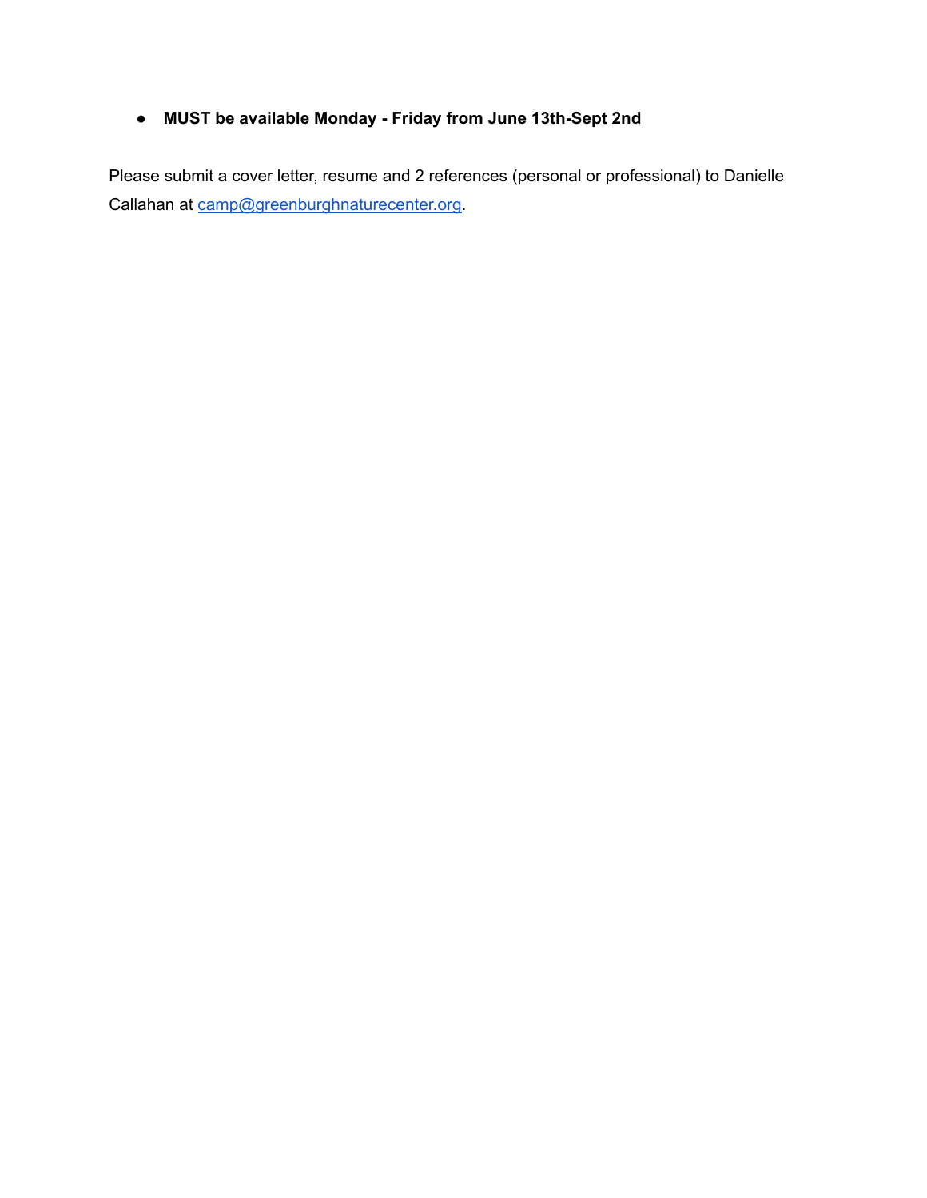- **MUST be available Monday - Friday from June 13th-Sept 2nd**

Please submit a cover letter, resume and 2 references (personal or professional) to Danielle Callahan at camp@greenburghnaturecenter.org.